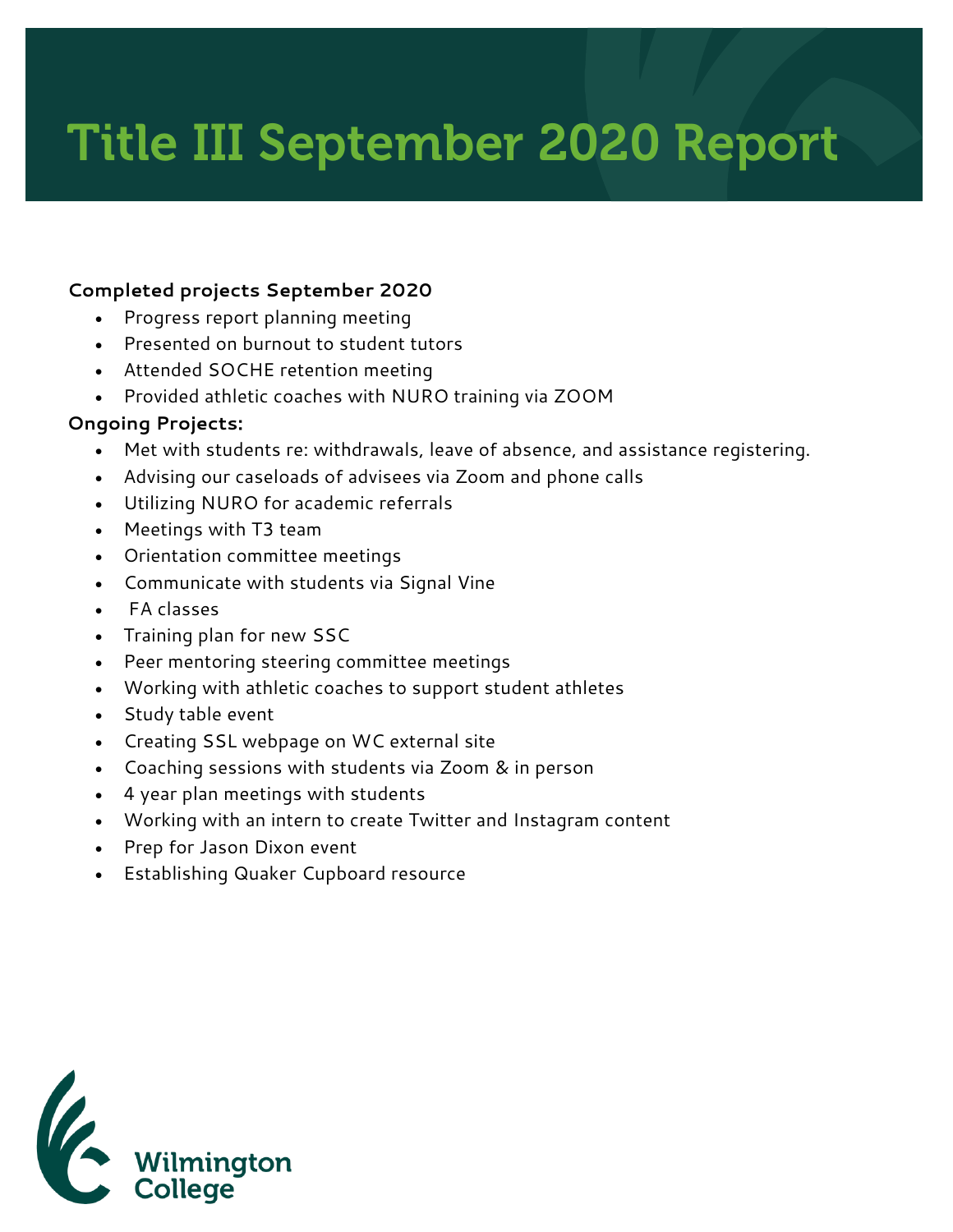# Title III September 2020 Report

**Completed projects September 2020**

- Progress report planning meeting
- Presented on burnout to student tutors
- Attended SOCHE retention meeting
- Provided athletic coaches with NURO training via ZOOM

**Ongoing Projects:**

- Met with students re: withdrawals, leave of absence, and assistance registering.
- Advising our caseloads of advisees via Zoom and phone calls
- Utilizing NURO for academic referrals
- Meetings with T3 team
- Orientation committee meetings
- Communicate with students via Signal Vine
- FA classes
- Training plan for new SSC
- Peer mentoring steering committee meetings
- Working with athletic coaches to support student athletes
- Study table event
- Creating SSL webpage on WC external site
- Coaching sessions with students via Zoom & in person
- 4 year plan meetings with students
- Working with an intern to create Twitter and Instagram content
- Prep for Jason Dixon event
- Establishing Quaker Cupboard resource

Wilmington College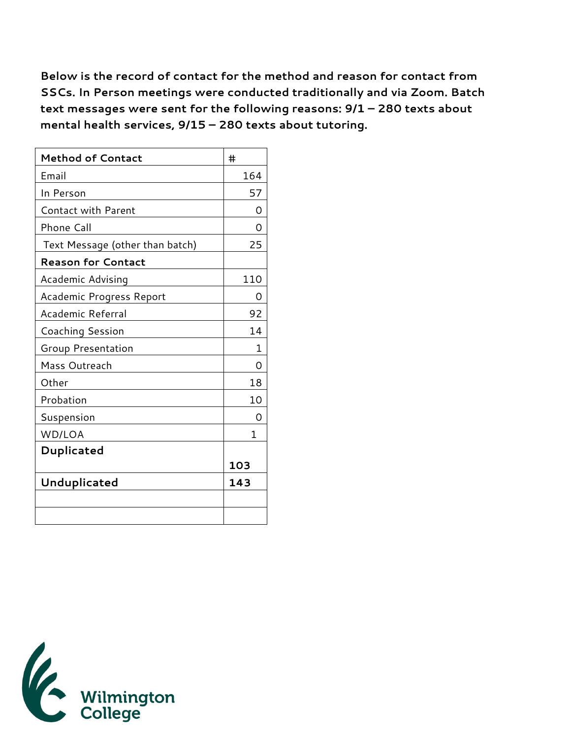**Below is the record of contact for the method and reason for contact from SSCs. In Person meetings were conducted traditionally and via Zoom. Batch text messages were sent for the following reasons: 9/1 – 280 texts about mental health services, 9/15 – 280 texts about tutoring.**

| **Method of Contact** | # |
|---|---|
| Email | 164 |
| In Person | 57 |
| Contact with Parent | 0 |
| Phone Call | 0 |
| Text Message (other than batch) | 25 |
| **Reason for Contact** | |
| Academic Advising | 110 |
| Academic Progress Report | 0 |
| Academic Referral | 92 |
| Coaching Session | 14 |
| Group Presentation | 1 |
| Mass Outreach | 0 |
| Other | 18 |
| Probation | 10 |
| Suspension | 0 |
| WD/LOA | 1 |
| **Duplicated** | **103** |
| **Unduplicated** | **143** |
| | |
| | |

Wilmington College